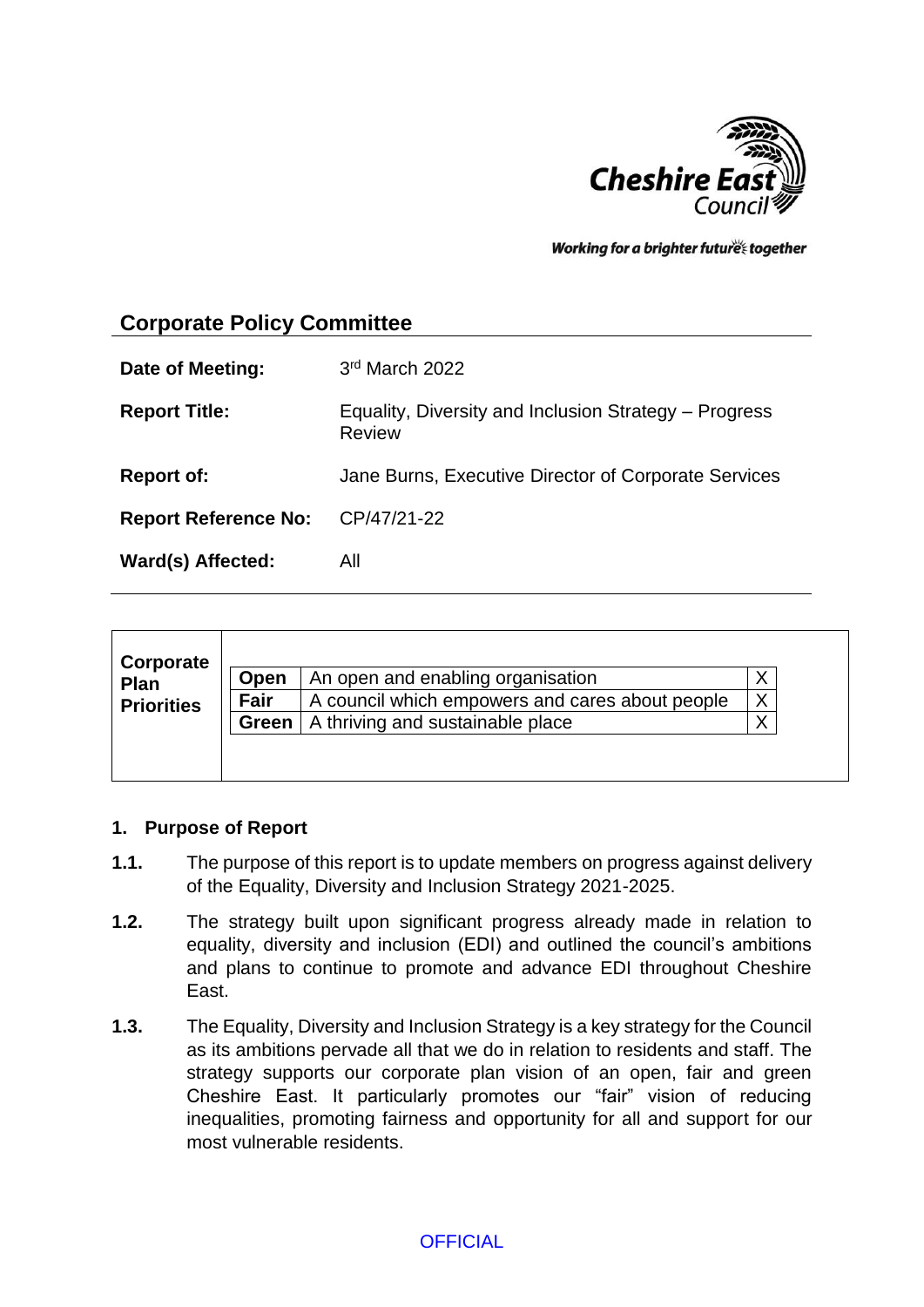Working for a brighter future together

## Corporate Policy Committee

| | |
|---|---|
| **Date of Meeting:** | 3rd March 2022 |
| **Report Title:** | Equality, Diversity and Inclusion Strategy – Progress Review |
| **Report of:** | Jane Burns, Executive Director of Corporate Services |
| **Report Reference No:** | CP/47/21-22 |
| **Ward(s) Affected:** | All |

| Corporate Plan Priorities | | | |
|---|---|---|---|
| | **Open** | An open and enabling organisation | X |
| | **Fair** | A council which empowers and cares about people | X |
| | **Green** | A thriving and sustainable place | X |

### 1. Purpose of Report

**1.1.** The purpose of this report is to update members on progress against delivery of the Equality, Diversity and Inclusion Strategy 2021-2025.

**1.2.** The strategy built upon significant progress already made in relation to equality, diversity and inclusion (EDI) and outlined the council's ambitions and plans to continue to promote and advance EDI throughout Cheshire East.

**1.3.** The Equality, Diversity and Inclusion Strategy is a key strategy for the Council as its ambitions pervade all that we do in relation to residents and staff. The strategy supports our corporate plan vision of an open, fair and green Cheshire East. It particularly promotes our "fair" vision of reducing inequalities, promoting fairness and opportunity for all and support for our most vulnerable residents.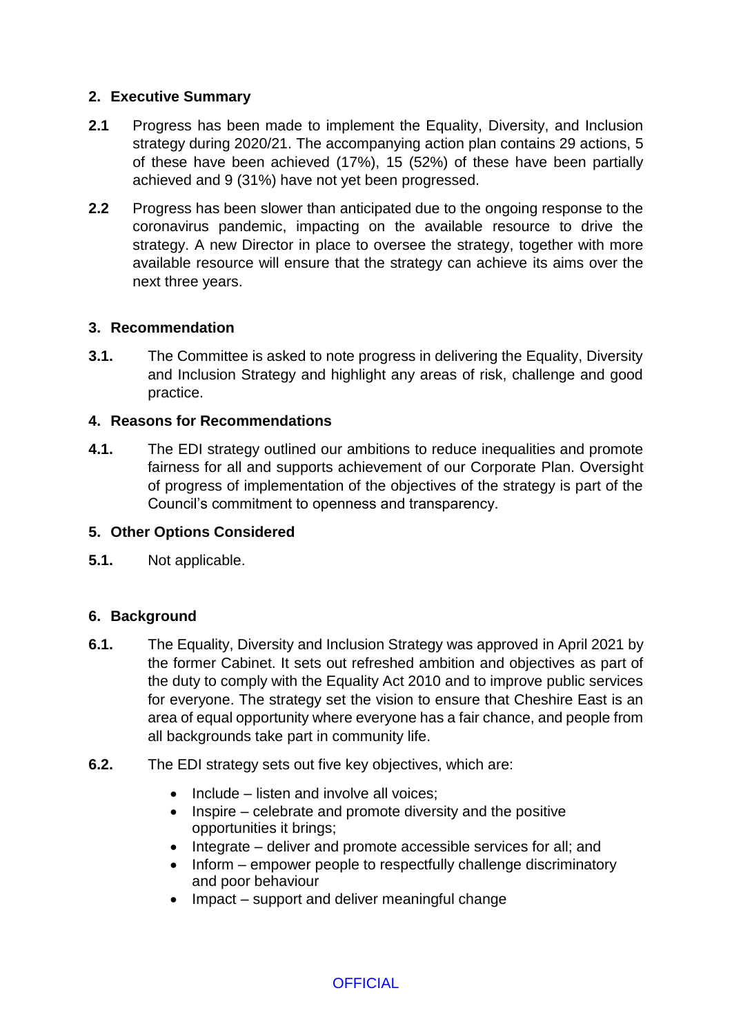## 2. Executive Summary

**2.1** Progress has been made to implement the Equality, Diversity, and Inclusion strategy during 2020/21. The accompanying action plan contains 29 actions, 5 of these have been achieved (17%), 15 (52%) of these have been partially achieved and 9 (31%) have not yet been progressed.

**2.2** Progress has been slower than anticipated due to the ongoing response to the coronavirus pandemic, impacting on the available resource to drive the strategy. A new Director in place to oversee the strategy, together with more available resource will ensure that the strategy can achieve its aims over the next three years.

## 3. Recommendation

**3.1.** The Committee is asked to note progress in delivering the Equality, Diversity and Inclusion Strategy and highlight any areas of risk, challenge and good practice.

## 4. Reasons for Recommendations

**4.1.** The EDI strategy outlined our ambitions to reduce inequalities and promote fairness for all and supports achievement of our Corporate Plan. Oversight of progress of implementation of the objectives of the strategy is part of the Council's commitment to openness and transparency.

## 5. Other Options Considered

**5.1.** Not applicable.

## 6. Background

**6.1.** The Equality, Diversity and Inclusion Strategy was approved in April 2021 by the former Cabinet. It sets out refreshed ambition and objectives as part of the duty to comply with the Equality Act 2010 and to improve public services for everyone. The strategy set the vision to ensure that Cheshire East is an area of equal opportunity where everyone has a fair chance, and people from all backgrounds take part in community life.

**6.2.** The EDI strategy sets out five key objectives, which are:

- Include – listen and involve all voices;
- Inspire – celebrate and promote diversity and the positive opportunities it brings;
- Integrate – deliver and promote accessible services for all; and
- Inform – empower people to respectfully challenge discriminatory and poor behaviour
- Impact – support and deliver meaningful change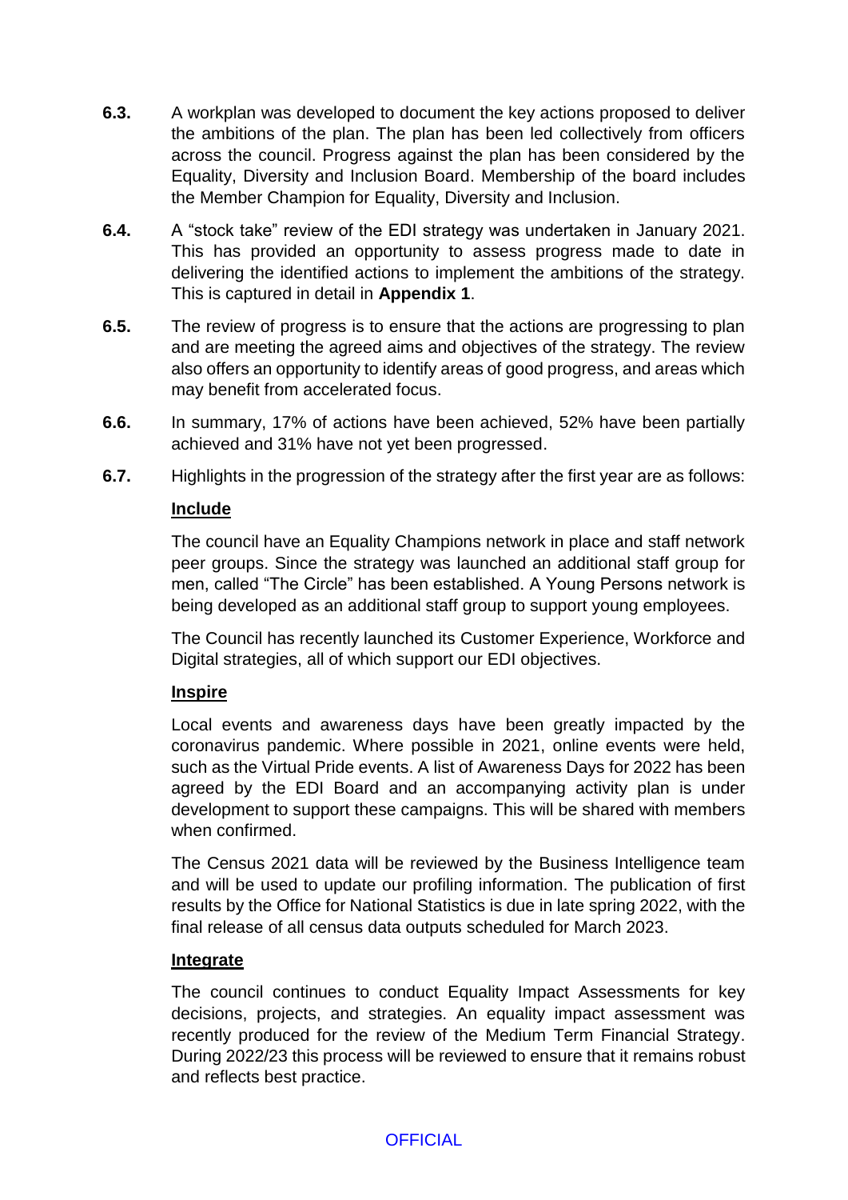**6.3.** A workplan was developed to document the key actions proposed to deliver the ambitions of the plan. The plan has been led collectively from officers across the council. Progress against the plan has been considered by the Equality, Diversity and Inclusion Board. Membership of the board includes the Member Champion for Equality, Diversity and Inclusion.

**6.4.** A "stock take" review of the EDI strategy was undertaken in January 2021. This has provided an opportunity to assess progress made to date in delivering the identified actions to implement the ambitions of the strategy. This is captured in detail in **Appendix 1**.

**6.5.** The review of progress is to ensure that the actions are progressing to plan and are meeting the agreed aims and objectives of the strategy. The review also offers an opportunity to identify areas of good progress, and areas which may benefit from accelerated focus.

**6.6.** In summary, 17% of actions have been achieved, 52% have been partially achieved and 31% have not yet been progressed.

**6.7.** Highlights in the progression of the strategy after the first year are as follows:

**Include**

The council have an Equality Champions network in place and staff network peer groups. Since the strategy was launched an additional staff group for men, called "The Circle" has been established. A Young Persons network is being developed as an additional staff group to support young employees.

The Council has recently launched its Customer Experience, Workforce and Digital strategies, all of which support our EDI objectives.

**Inspire**

Local events and awareness days have been greatly impacted by the coronavirus pandemic. Where possible in 2021, online events were held, such as the Virtual Pride events. A list of Awareness Days for 2022 has been agreed by the EDI Board and an accompanying activity plan is under development to support these campaigns. This will be shared with members when confirmed.

The Census 2021 data will be reviewed by the Business Intelligence team and will be used to update our profiling information. The publication of first results by the Office for National Statistics is due in late spring 2022, with the final release of all census data outputs scheduled for March 2023.

**Integrate**

The council continues to conduct Equality Impact Assessments for key decisions, projects, and strategies. An equality impact assessment was recently produced for the review of the Medium Term Financial Strategy. During 2022/23 this process will be reviewed to ensure that it remains robust and reflects best practice.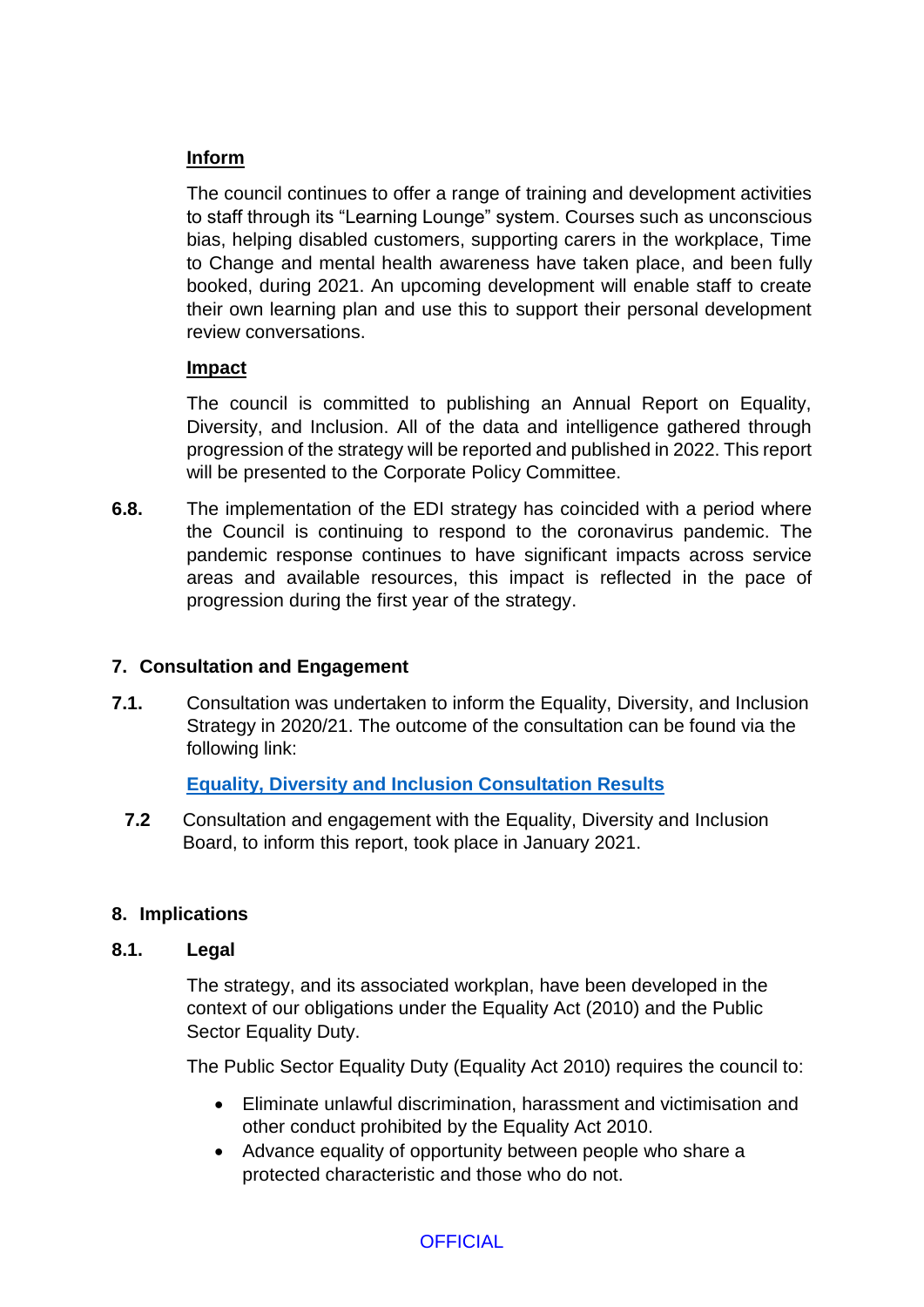**Inform**

The council continues to offer a range of training and development activities to staff through its "Learning Lounge" system. Courses such as unconscious bias, helping disabled customers, supporting carers in the workplace, Time to Change and mental health awareness have taken place, and been fully booked, during 2021. An upcoming development will enable staff to create their own learning plan and use this to support their personal development review conversations.

**Impact**

The council is committed to publishing an Annual Report on Equality, Diversity, and Inclusion. All of the data and intelligence gathered through progression of the strategy will be reported and published in 2022. This report will be presented to the Corporate Policy Committee.

**6.8.** The implementation of the EDI strategy has coincided with a period where the Council is continuing to respond to the coronavirus pandemic. The pandemic response continues to have significant impacts across service areas and available resources, this impact is reflected in the pace of progression during the first year of the strategy.

## 7. Consultation and Engagement

**7.1.** Consultation was undertaken to inform the Equality, Diversity, and Inclusion Strategy in 2020/21. The outcome of the consultation can be found via the following link:

**Equality, Diversity and Inclusion Consultation Results**

**7.2** Consultation and engagement with the Equality, Diversity and Inclusion Board, to inform this report, took place in January 2021.

## 8. Implications

### 8.1. Legal

The strategy, and its associated workplan, have been developed in the context of our obligations under the Equality Act (2010) and the Public Sector Equality Duty.

The Public Sector Equality Duty (Equality Act 2010) requires the council to:

- Eliminate unlawful discrimination, harassment and victimisation and other conduct prohibited by the Equality Act 2010.
- Advance equality of opportunity between people who share a protected characteristic and those who do not.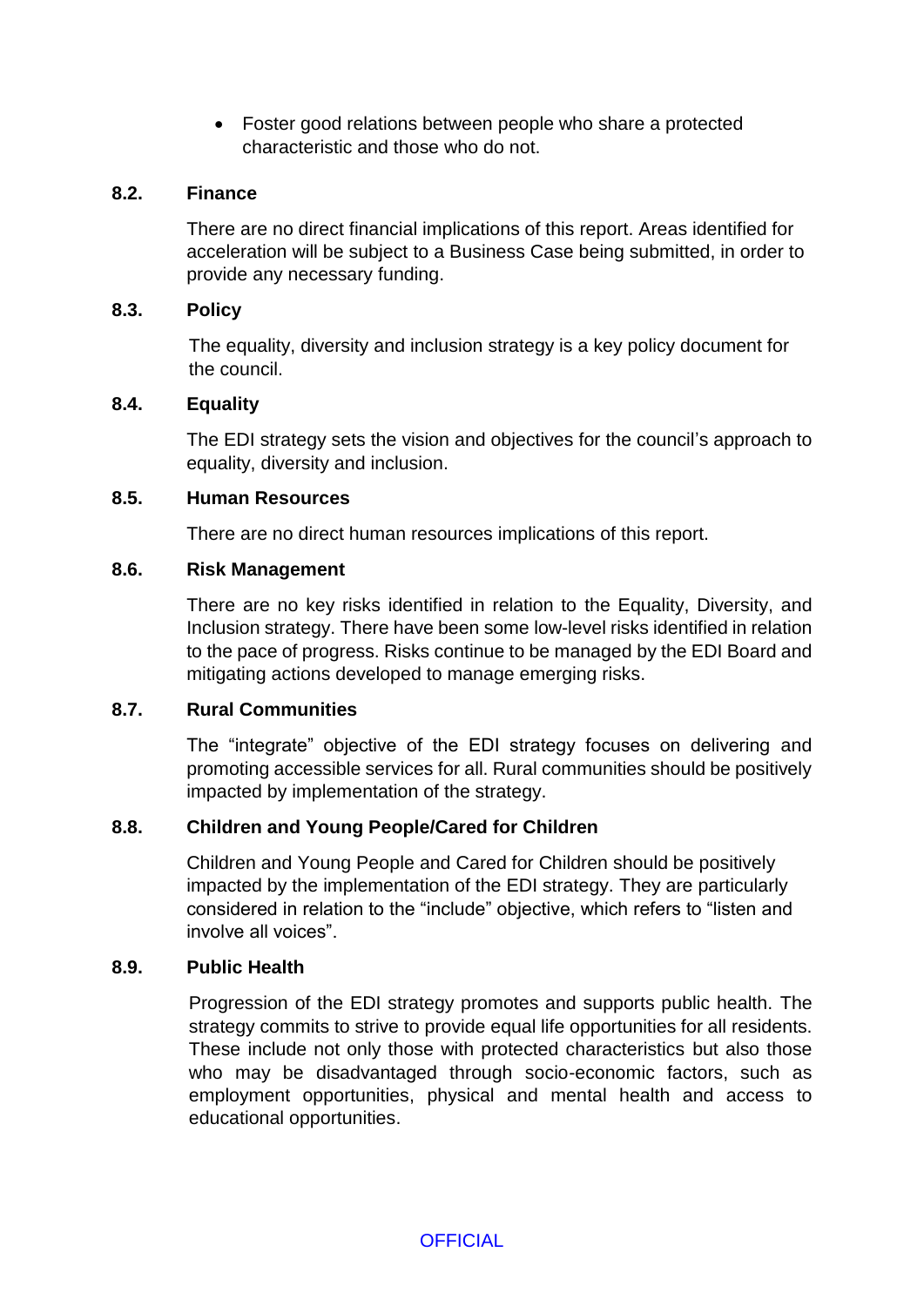- Foster good relations between people who share a protected characteristic and those who do not.

### 8.2. Finance

There are no direct financial implications of this report. Areas identified for acceleration will be subject to a Business Case being submitted, in order to provide any necessary funding.

### 8.3. Policy

The equality, diversity and inclusion strategy is a key policy document for the council.

### 8.4. Equality

The EDI strategy sets the vision and objectives for the council's approach to equality, diversity and inclusion.

### 8.5. Human Resources

There are no direct human resources implications of this report.

### 8.6. Risk Management

There are no key risks identified in relation to the Equality, Diversity, and Inclusion strategy. There have been some low-level risks identified in relation to the pace of progress. Risks continue to be managed by the EDI Board and mitigating actions developed to manage emerging risks.

### 8.7. Rural Communities

The "integrate" objective of the EDI strategy focuses on delivering and promoting accessible services for all. Rural communities should be positively impacted by implementation of the strategy.

### 8.8. Children and Young People/Cared for Children

Children and Young People and Cared for Children should be positively impacted by the implementation of the EDI strategy. They are particularly considered in relation to the "include" objective, which refers to "listen and involve all voices".

### 8.9. Public Health

Progression of the EDI strategy promotes and supports public health. The strategy commits to strive to provide equal life opportunities for all residents. These include not only those with protected characteristics but also those who may be disadvantaged through socio-economic factors, such as employment opportunities, physical and mental health and access to educational opportunities.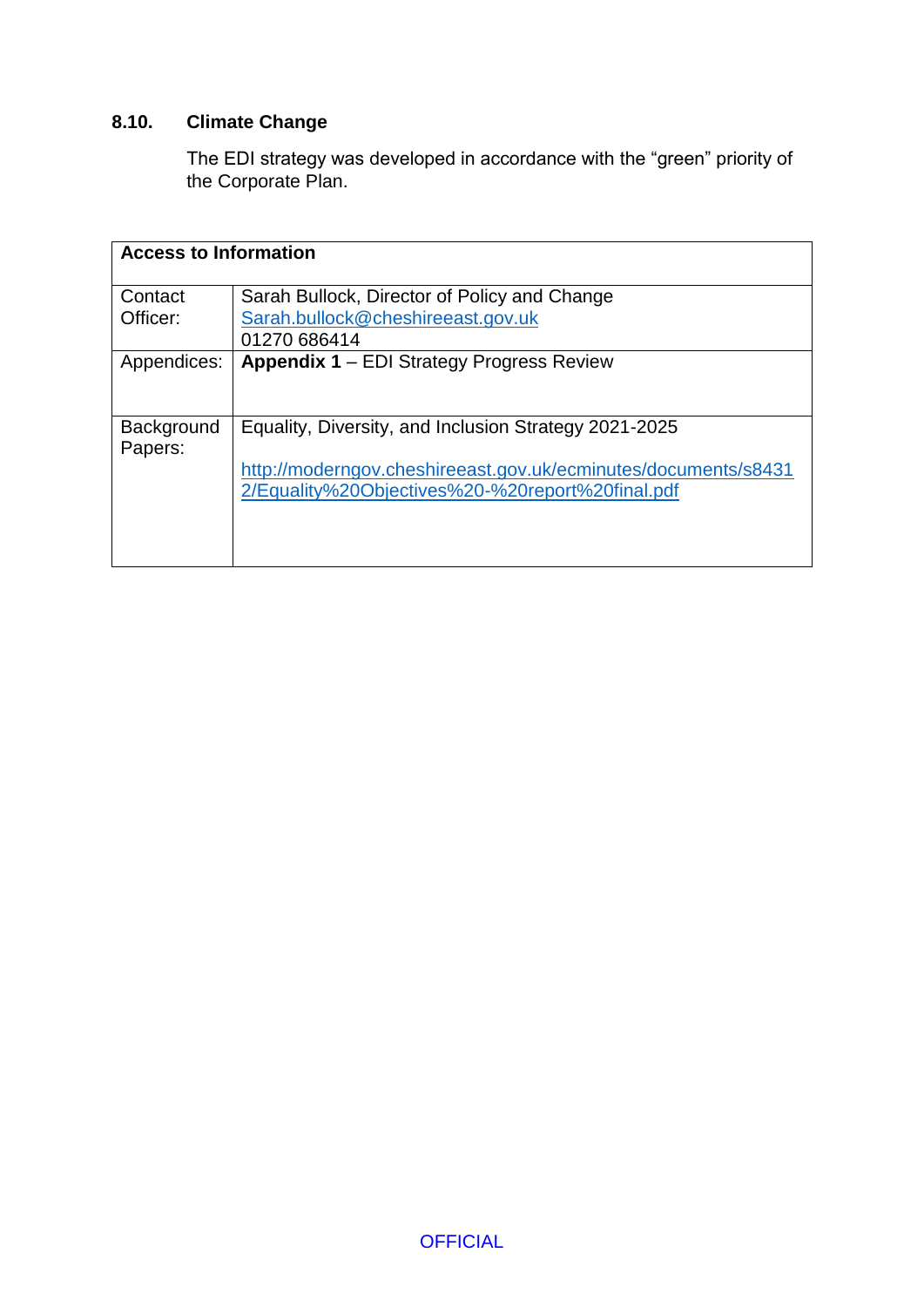### 8.10. Climate Change

The EDI strategy was developed in accordance with the “green” priority of the Corporate Plan.

| **Access to Information** | |
|---|---|
| Contact Officer: | Sarah Bullock, Director of Policy and Change<br>Sarah.bullock@cheshireeast.gov.uk<br>01270 686414 |
| Appendices: | **Appendix 1** – EDI Strategy Progress Review |
| Background Papers: | Equality, Diversity, and Inclusion Strategy 2021-2025<br><br>http://moderngov.cheshireeast.gov.uk/ecminutes/documents/s84312/Equality%20Objectives%20-%20report%20final.pdf |

OFFICIAL